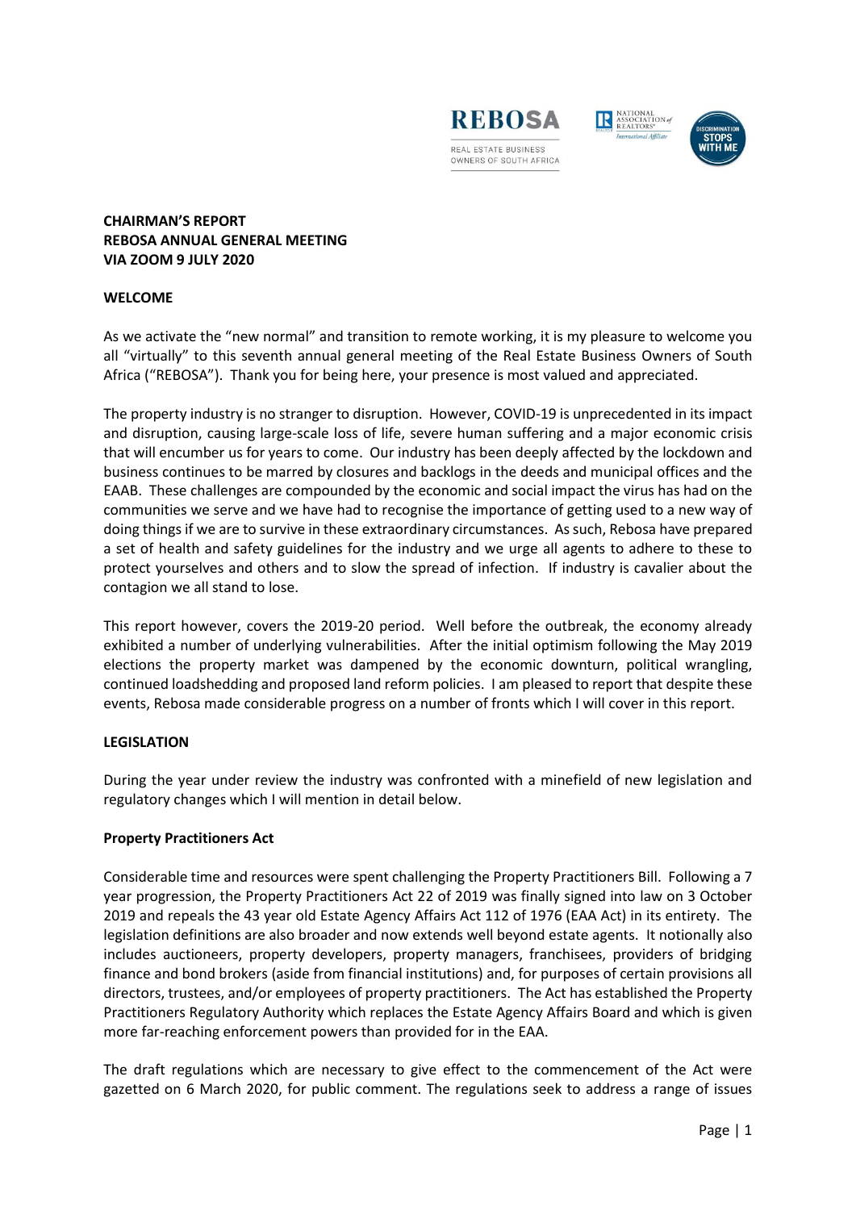**CHAIRMAN'S REPORT**
**REBOSA ANNUAL GENERAL MEETING**
**VIA ZOOM 9 JULY 2020**

## WELCOME

As we activate the "new normal" and transition to remote working, it is my pleasure to welcome you all "virtually" to this seventh annual general meeting of the Real Estate Business Owners of South Africa ("REBOSA"). Thank you for being here, your presence is most valued and appreciated.

The property industry is no stranger to disruption. However, COVID-19 is unprecedented in its impact and disruption, causing large-scale loss of life, severe human suffering and a major economic crisis that will encumber us for years to come. Our industry has been deeply affected by the lockdown and business continues to be marred by closures and backlogs in the deeds and municipal offices and the EAAB. These challenges are compounded by the economic and social impact the virus has had on the communities we serve and we have had to recognise the importance of getting used to a new way of doing things if we are to survive in these extraordinary circumstances. As such, Rebosa have prepared a set of health and safety guidelines for the industry and we urge all agents to adhere to these to protect yourselves and others and to slow the spread of infection. If industry is cavalier about the contagion we all stand to lose.

This report however, covers the 2019-20 period. Well before the outbreak, the economy already exhibited a number of underlying vulnerabilities. After the initial optimism following the May 2019 elections the property market was dampened by the economic downturn, political wrangling, continued loadshedding and proposed land reform policies. I am pleased to report that despite these events, Rebosa made considerable progress on a number of fronts which I will cover in this report.

## LEGISLATION

During the year under review the industry was confronted with a minefield of new legislation and regulatory changes which I will mention in detail below.

### Property Practitioners Act

Considerable time and resources were spent challenging the Property Practitioners Bill. Following a 7 year progression, the Property Practitioners Act 22 of 2019 was finally signed into law on 3 October 2019 and repeals the 43 year old Estate Agency Affairs Act 112 of 1976 (EAA Act) in its entirety. The legislation definitions are also broader and now extends well beyond estate agents. It notionally also includes auctioneers, property developers, property managers, franchisees, providers of bridging finance and bond brokers (aside from financial institutions) and, for purposes of certain provisions all directors, trustees, and/or employees of property practitioners. The Act has established the Property Practitioners Regulatory Authority which replaces the Estate Agency Affairs Board and which is given more far-reaching enforcement powers than provided for in the EAA.

The draft regulations which are necessary to give effect to the commencement of the Act were gazetted on 6 March 2020, for public comment. The regulations seek to address a range of issues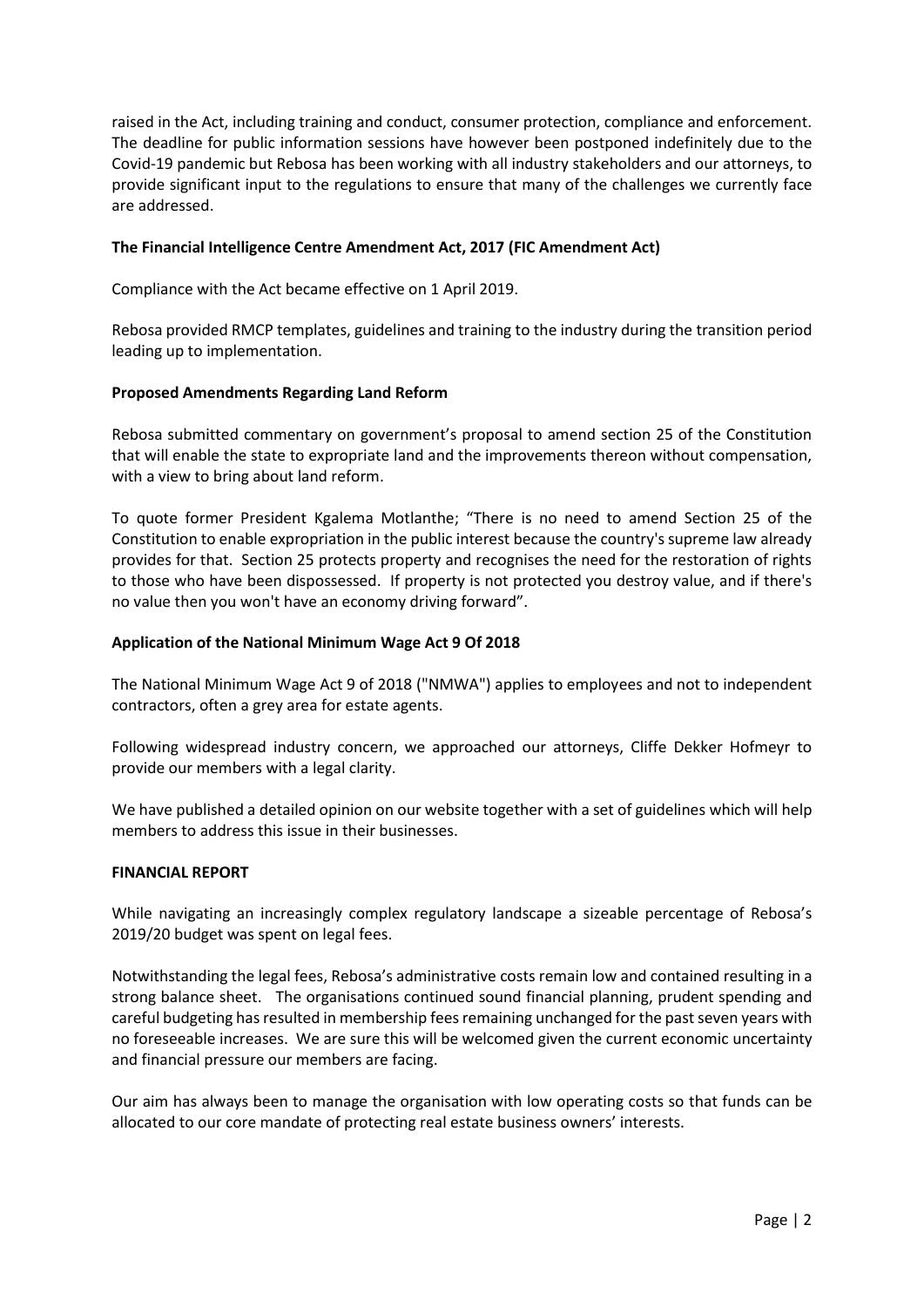raised in the Act, including training and conduct, consumer protection, compliance and enforcement. The deadline for public information sessions have however been postponed indefinitely due to the Covid-19 pandemic but Rebosa has been working with all industry stakeholders and our attorneys, to provide significant input to the regulations to ensure that many of the challenges we currently face are addressed.

**The Financial Intelligence Centre Amendment Act, 2017 (FIC Amendment Act)**

Compliance with the Act became effective on 1 April 2019.

Rebosa provided RMCP templates, guidelines and training to the industry during the transition period leading up to implementation.

**Proposed Amendments Regarding Land Reform**

Rebosa submitted commentary on government's proposal to amend section 25 of the Constitution that will enable the state to expropriate land and the improvements thereon without compensation, with a view to bring about land reform.

To quote former President Kgalema Motlanthe; "There is no need to amend Section 25 of the Constitution to enable expropriation in the public interest because the country's supreme law already provides for that. Section 25 protects property and recognises the need for the restoration of rights to those who have been dispossessed. If property is not protected you destroy value, and if there's no value then you won't have an economy driving forward".

**Application of the National Minimum Wage Act 9 Of 2018**

The National Minimum Wage Act 9 of 2018 ("NMWA") applies to employees and not to independent contractors, often a grey area for estate agents.

Following widespread industry concern, we approached our attorneys, Cliffe Dekker Hofmeyr to provide our members with a legal clarity.

We have published a detailed opinion on our website together with a set of guidelines which will help members to address this issue in their businesses.

**FINANCIAL REPORT**

While navigating an increasingly complex regulatory landscape a sizeable percentage of Rebosa's 2019/20 budget was spent on legal fees.

Notwithstanding the legal fees, Rebosa's administrative costs remain low and contained resulting in a strong balance sheet. The organisations continued sound financial planning, prudent spending and careful budgeting has resulted in membership fees remaining unchanged for the past seven years with no foreseeable increases. We are sure this will be welcomed given the current economic uncertainty and financial pressure our members are facing.

Our aim has always been to manage the organisation with low operating costs so that funds can be allocated to our core mandate of protecting real estate business owners' interests.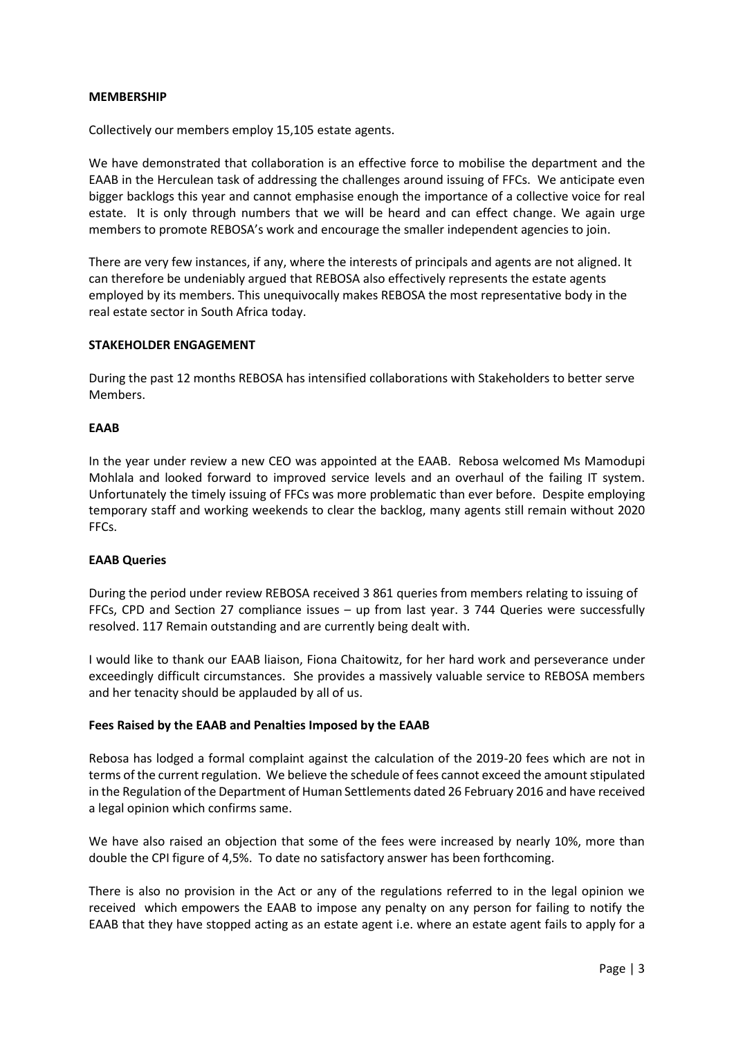**MEMBERSHIP**

Collectively our members employ 15,105 estate agents.

We have demonstrated that collaboration is an effective force to mobilise the department and the EAAB in the Herculean task of addressing the challenges around issuing of FFCs. We anticipate even bigger backlogs this year and cannot emphasise enough the importance of a collective voice for real estate. It is only through numbers that we will be heard and can effect change. We again urge members to promote REBOSA's work and encourage the smaller independent agencies to join.

There are very few instances, if any, where the interests of principals and agents are not aligned. It can therefore be undeniably argued that REBOSA also effectively represents the estate agents employed by its members. This unequivocally makes REBOSA the most representative body in the real estate sector in South Africa today.

**STAKEHOLDER ENGAGEMENT**

During the past 12 months REBOSA has intensified collaborations with Stakeholders to better serve Members.

**EAAB**

In the year under review a new CEO was appointed at the EAAB. Rebosa welcomed Ms Mamodupi Mohlala and looked forward to improved service levels and an overhaul of the failing IT system. Unfortunately the timely issuing of FFCs was more problematic than ever before. Despite employing temporary staff and working weekends to clear the backlog, many agents still remain without 2020 FFCs.

**EAAB Queries**

During the period under review REBOSA received 3 861 queries from members relating to issuing of FFCs, CPD and Section 27 compliance issues – up from last year. 3 744 Queries were successfully resolved. 117 Remain outstanding and are currently being dealt with.

I would like to thank our EAAB liaison, Fiona Chaitowitz, for her hard work and perseverance under exceedingly difficult circumstances. She provides a massively valuable service to REBOSA members and her tenacity should be applauded by all of us.

**Fees Raised by the EAAB and Penalties Imposed by the EAAB**

Rebosa has lodged a formal complaint against the calculation of the 2019-20 fees which are not in terms of the current regulation. We believe the schedule of fees cannot exceed the amount stipulated in the Regulation of the Department of Human Settlements dated 26 February 2016 and have received a legal opinion which confirms same.

We have also raised an objection that some of the fees were increased by nearly 10%, more than double the CPI figure of 4,5%. To date no satisfactory answer has been forthcoming.

There is also no provision in the Act or any of the regulations referred to in the legal opinion we received which empowers the EAAB to impose any penalty on any person for failing to notify the EAAB that they have stopped acting as an estate agent i.e. where an estate agent fails to apply for a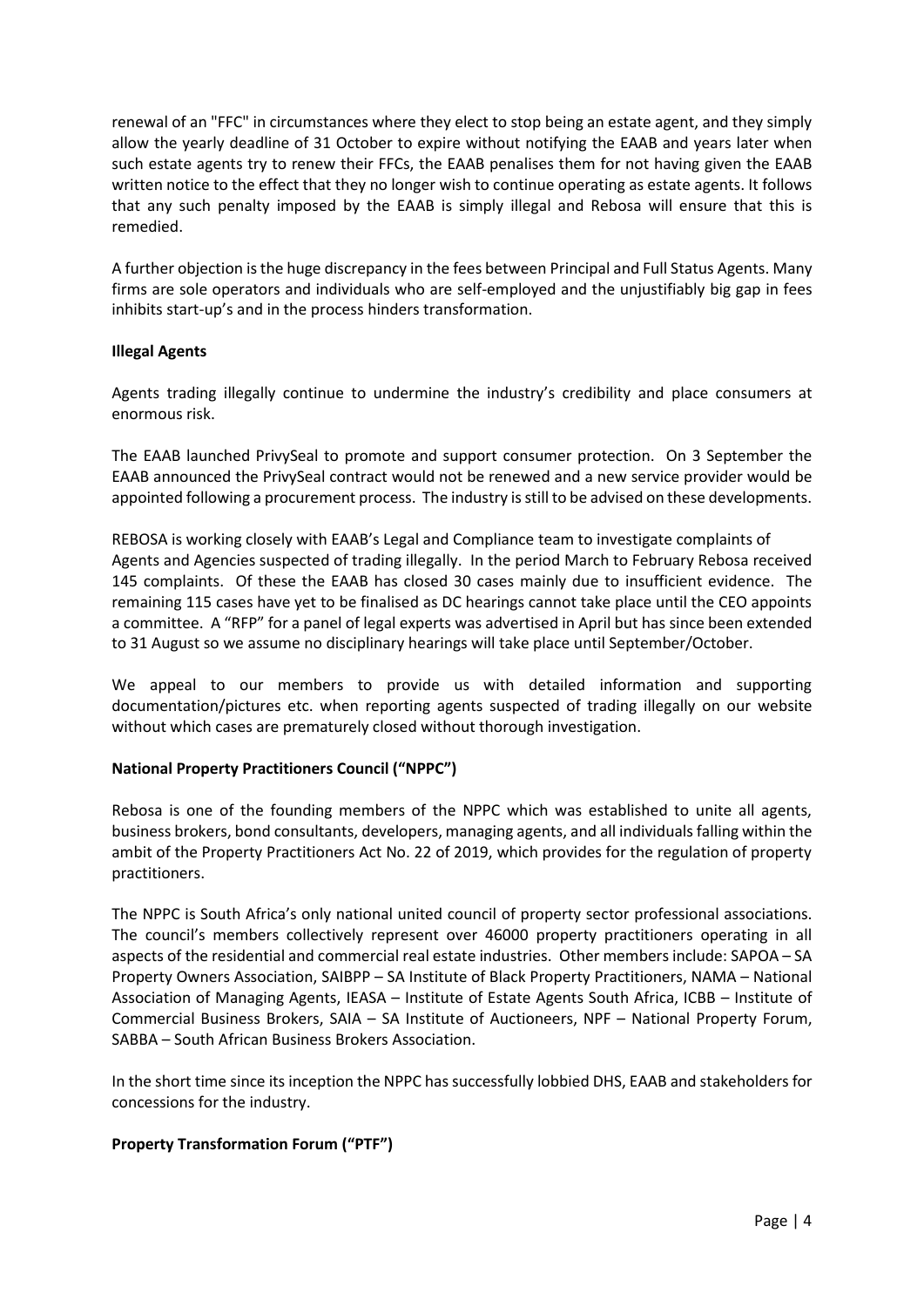renewal of an "FFC" in circumstances where they elect to stop being an estate agent, and they simply allow the yearly deadline of 31 October to expire without notifying the EAAB and years later when such estate agents try to renew their FFCs, the EAAB penalises them for not having given the EAAB written notice to the effect that they no longer wish to continue operating as estate agents. It follows that any such penalty imposed by the EAAB is simply illegal and Rebosa will ensure that this is remedied.

A further objection is the huge discrepancy in the fees between Principal and Full Status Agents. Many firms are sole operators and individuals who are self-employed and the unjustifiably big gap in fees inhibits start-up's and in the process hinders transformation.

**Illegal Agents**

Agents trading illegally continue to undermine the industry's credibility and place consumers at enormous risk.

The EAAB launched PrivySeal to promote and support consumer protection. On 3 September the EAAB announced the PrivySeal contract would not be renewed and a new service provider would be appointed following a procurement process. The industry is still to be advised on these developments.

REBOSA is working closely with EAAB's Legal and Compliance team to investigate complaints of Agents and Agencies suspected of trading illegally. In the period March to February Rebosa received 145 complaints. Of these the EAAB has closed 30 cases mainly due to insufficient evidence. The remaining 115 cases have yet to be finalised as DC hearings cannot take place until the CEO appoints a committee. A "RFP" for a panel of legal experts was advertised in April but has since been extended to 31 August so we assume no disciplinary hearings will take place until September/October.

We appeal to our members to provide us with detailed information and supporting documentation/pictures etc. when reporting agents suspected of trading illegally on our website without which cases are prematurely closed without thorough investigation.

**National Property Practitioners Council ("NPPC")**

Rebosa is one of the founding members of the NPPC which was established to unite all agents, business brokers, bond consultants, developers, managing agents, and all individuals falling within the ambit of the Property Practitioners Act No. 22 of 2019, which provides for the regulation of property practitioners.

The NPPC is South Africa's only national united council of property sector professional associations. The council's members collectively represent over 46000 property practitioners operating in all aspects of the residential and commercial real estate industries. Other members include: SAPOA – SA Property Owners Association, SAIBPP – SA Institute of Black Property Practitioners, NAMA – National Association of Managing Agents, IEASA – Institute of Estate Agents South Africa, ICBB – Institute of Commercial Business Brokers, SAIA – SA Institute of Auctioneers, NPF – National Property Forum, SABBA – South African Business Brokers Association.

In the short time since its inception the NPPC has successfully lobbied DHS, EAAB and stakeholders for concessions for the industry.

**Property Transformation Forum ("PTF")**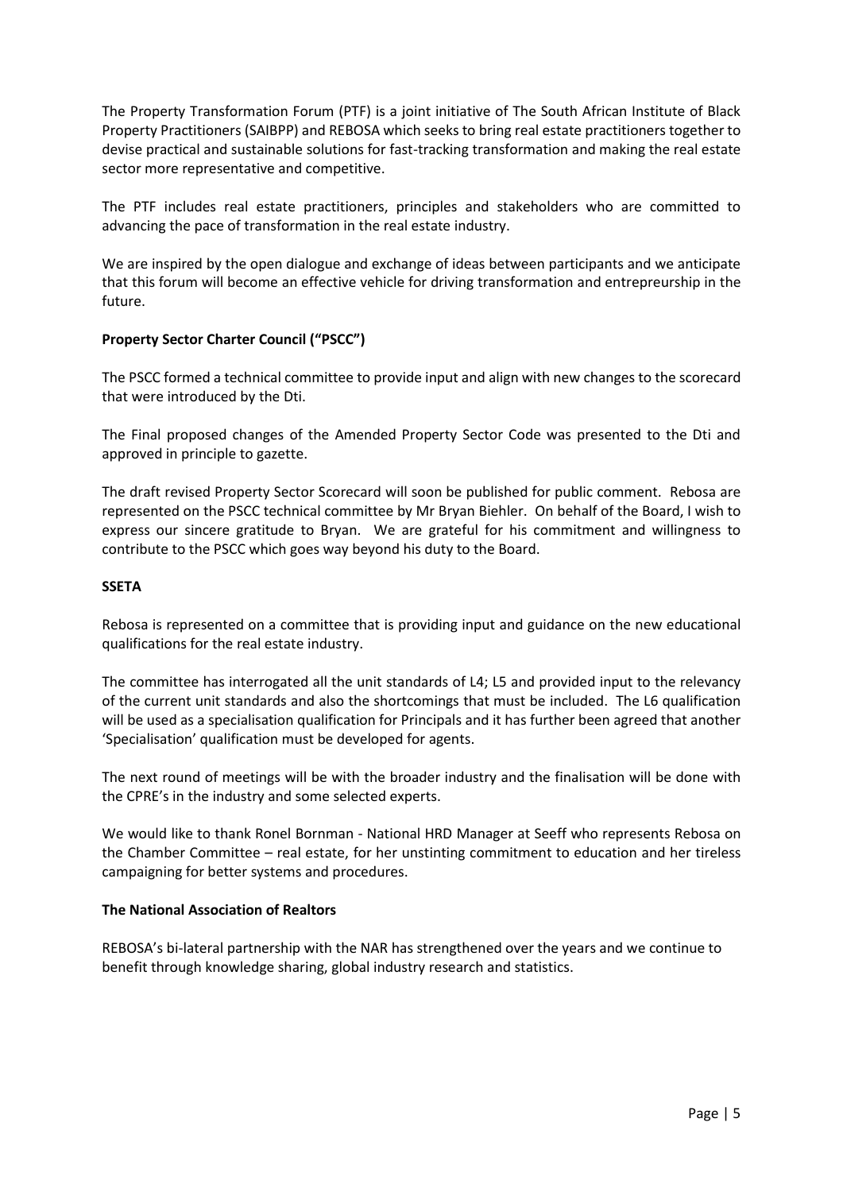The Property Transformation Forum (PTF) is a joint initiative of The South African Institute of Black Property Practitioners (SAIBPP) and REBOSA which seeks to bring real estate practitioners together to devise practical and sustainable solutions for fast-tracking transformation and making the real estate sector more representative and competitive.

The PTF includes real estate practitioners, principles and stakeholders who are committed to advancing the pace of transformation in the real estate industry.

We are inspired by the open dialogue and exchange of ideas between participants and we anticipate that this forum will become an effective vehicle for driving transformation and entrepreurship in the future.

**Property Sector Charter Council ("PSCC")**

The PSCC formed a technical committee to provide input and align with new changes to the scorecard that were introduced by the Dti.

The Final proposed changes of the Amended Property Sector Code was presented to the Dti and approved in principle to gazette.

The draft revised Property Sector Scorecard will soon be published for public comment. Rebosa are represented on the PSCC technical committee by Mr Bryan Biehler. On behalf of the Board, I wish to express our sincere gratitude to Bryan. We are grateful for his commitment and willingness to contribute to the PSCC which goes way beyond his duty to the Board.

**SSETA**

Rebosa is represented on a committee that is providing input and guidance on the new educational qualifications for the real estate industry.

The committee has interrogated all the unit standards of L4; L5 and provided input to the relevancy of the current unit standards and also the shortcomings that must be included. The L6 qualification will be used as a specialisation qualification for Principals and it has further been agreed that another 'Specialisation' qualification must be developed for agents.

The next round of meetings will be with the broader industry and the finalisation will be done with the CPRE's in the industry and some selected experts.

We would like to thank Ronel Bornman - National HRD Manager at Seeff who represents Rebosa on the Chamber Committee – real estate, for her unstinting commitment to education and her tireless campaigning for better systems and procedures.

**The National Association of Realtors**

REBOSA's bi-lateral partnership with the NAR has strengthened over the years and we continue to benefit through knowledge sharing, global industry research and statistics.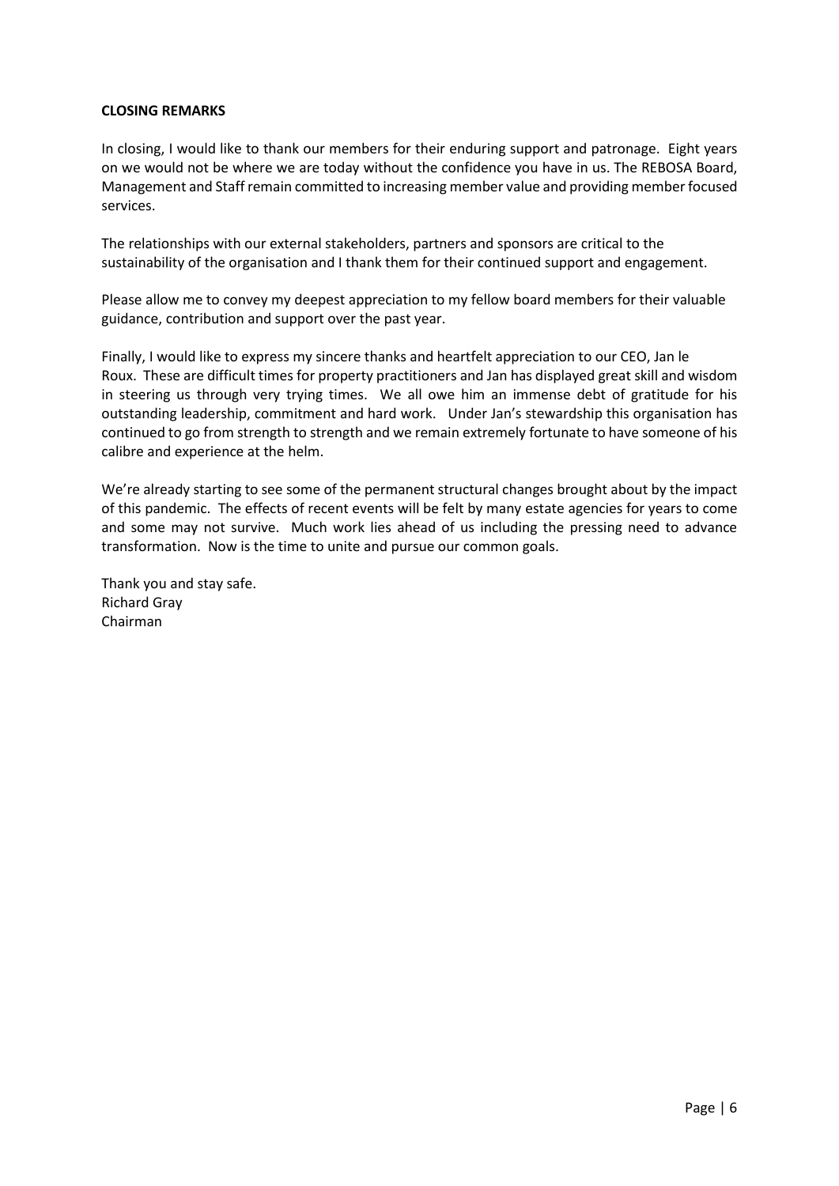**CLOSING REMARKS**

In closing, I would like to thank our members for their enduring support and patronage. Eight years on we would not be where we are today without the confidence you have in us. The REBOSA Board, Management and Staff remain committed to increasing member value and providing member focused services.

The relationships with our external stakeholders, partners and sponsors are critical to the sustainability of the organisation and I thank them for their continued support and engagement.

Please allow me to convey my deepest appreciation to my fellow board members for their valuable guidance, contribution and support over the past year.

Finally, I would like to express my sincere thanks and heartfelt appreciation to our CEO, Jan le Roux. These are difficult times for property practitioners and Jan has displayed great skill and wisdom in steering us through very trying times. We all owe him an immense debt of gratitude for his outstanding leadership, commitment and hard work. Under Jan's stewardship this organisation has continued to go from strength to strength and we remain extremely fortunate to have someone of his calibre and experience at the helm.

We're already starting to see some of the permanent structural changes brought about by the impact of this pandemic. The effects of recent events will be felt by many estate agencies for years to come and some may not survive. Much work lies ahead of us including the pressing need to advance transformation. Now is the time to unite and pursue our common goals.

Thank you and stay safe.
Richard Gray
Chairman